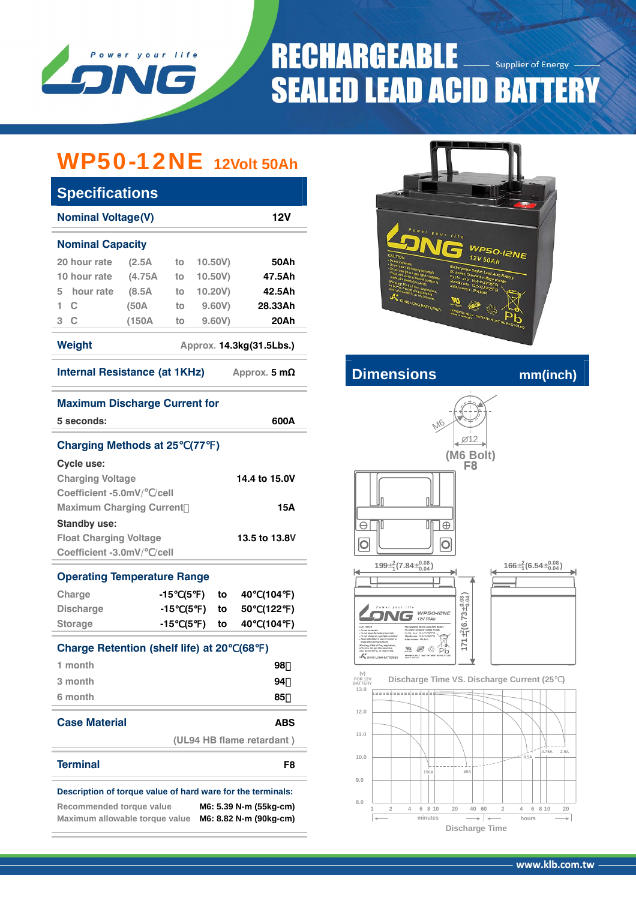# RECHARGEABLE SEALED LEAD ACID BATTERY

Supplier of Energy

## WP50-12NE 12Volt 50Ah

### Specifications

| Nominal Voltage(V) | 12V |
|---|---|

**Nominal Capacity**

| | | | | |
|---|---|---|---|---|
| 20 hour rate | (2.5A | to | 10.50V) | 50Ah |
| 10 hour rate | (4.75A | to | 10.50V) | 47.5Ah |
| 5 hour rate | (8.5A | to | 10.20V) | 42.5Ah |
| 1 C | (50A | to | 9.60V) | 28.33Ah |
| 3 C | (150A | to | 9.60V) | 20Ah |

**Weight** Approx. 14.3kg(31.5Lbs.)

**Internal Resistance (at 1KHz)** Approx. 5 mΩ

**Maximum Discharge Current for**

5 seconds: 600A

**Charging Methods at 25℃(77℉)**

Cycle use:

| | |
|---|---|
| Charging Voltage | 14.4 to 15.0V |
| Coefficient -5.0mV/℃/cell | |
| Maximum Charging Current | 15A |

Standby use:

| | |
|---|---|
| Float Charging Voltage | 13.5 to 13.8V |
| Coefficient -3.0mV/℃/cell | |

**Operating Temperature Range**

| | | | |
|---|---|---|---|
| Charge | -15℃(5℉) | to | 40℃(104℉) |
| Discharge | -15℃(5℉) | to | 50℃(122℉) |
| Storage | -15℃(5℉) | to | 40℃(104℉) |

**Charge Retention (shelf life) at 20℃(68℉)**

| | |
|---|---|
| 1 month | 98% |
| 3 month | 94% |
| 6 month | 85% |

**Case Material** ABS

(UL94 HB flame retardant )

**Terminal** F8

**Description of torque value of hard ware for the terminals:**

| | |
|---|---|
| Recommended torque value | M6: 5.39 N-m (55kg-cm) |
| Maximum allowable torque value | M6: 8.82 N-m (90kg-cm) |

### Dimensions mm(inch)

M6, Ø12 (M6 Bolt) F8

$199\pm^{2}_{1}(7.84\pm^{0.08}_{0.04})$

$166\pm^{2}_{1}(6.54\pm^{0.08}_{0.04})$

$171\pm^{2}_{1}(6.73\pm^{0.08}_{0.04})$

**Discharge Time VS. Discharge Current (25℃)**

(V) FOR 12V BATTERY

Curves: 150A, 50A, 8.5A, 4.75A, 2.5A

Discharge Time (minutes / hours)

www.klb.com.tw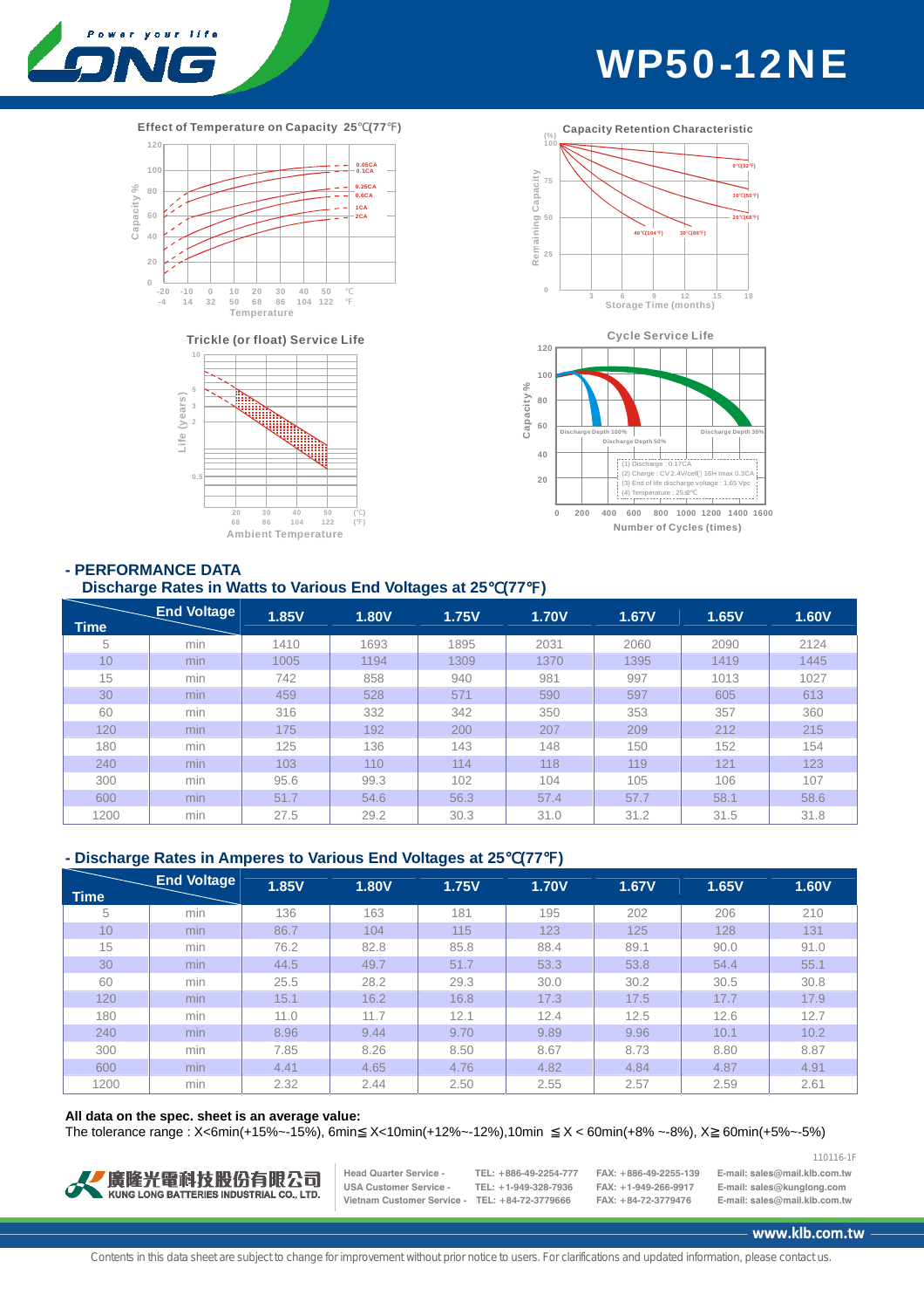# WP50-12NE

Power your life

### Effect of Temperature on Capacity 25℃(77℉)

Capacity %

120
100
80
60
40
20
0

0.05CA
0.1CA
0.25CA
0.6CA
1CA
2CA

-20 -10 0 10 20 30 40 50 ℃
-4 14 32 50 68 86 104 122 ℉
Temperature

### Capacity Retention Characteristic

(%)
100
75
50
25
0

Remaining Capacity

0℃(32℉)
10℃(50℉)
20℃(68℉)
40℃(104℉)
30℃(86℉)

3 6 9 12 15 18
Storage Time (months)

### Trickle (or float) Service Life

Life (years)

10
5
3
2
0.5

20 30 40 50 (℃)
68 86 104 122 (℉)
Ambient Temperature

### Cycle Service Life

Capacity %

120
100
80
60
40
20

Discharge Depth 100%
Discharge Depth 50%
Discharge Depth 30%

(1) Discharge : 0.17CA
(2) Charge : CV 2.4V/cell, 16H Imax 0.3CA
(3) End of life discharge voltage : 1.65 Vpc
(4) Temperature : 25±2℃

0 200 400 600 800 1000 1200 1400 1600
Number of Cycles (times)

## - PERFORMANCE DATA

### Discharge Rates in Watts to Various End Voltages at 25℃(77℉)

| Time \ End Voltage | | 1.85V | 1.80V | 1.75V | 1.70V | 1.67V | 1.65V | 1.60V |
|---|---|---|---|---|---|---|---|---|
| 5 | min | 1410 | 1693 | 1895 | 2031 | 2060 | 2090 | 2124 |
| 10 | min | 1005 | 1194 | 1309 | 1370 | 1395 | 1419 | 1445 |
| 15 | min | 742 | 858 | 940 | 981 | 997 | 1013 | 1027 |
| 30 | min | 459 | 528 | 571 | 590 | 597 | 605 | 613 |
| 60 | min | 316 | 332 | 342 | 350 | 353 | 357 | 360 |
| 120 | min | 175 | 192 | 200 | 207 | 209 | 212 | 215 |
| 180 | min | 125 | 136 | 143 | 148 | 150 | 152 | 154 |
| 240 | min | 103 | 110 | 114 | 118 | 119 | 121 | 123 |
| 300 | min | 95.6 | 99.3 | 102 | 104 | 105 | 106 | 107 |
| 600 | min | 51.7 | 54.6 | 56.3 | 57.4 | 57.7 | 58.1 | 58.6 |
| 1200 | min | 27.5 | 29.2 | 30.3 | 31.0 | 31.2 | 31.5 | 31.8 |

### - Discharge Rates in Amperes to Various End Voltages at 25℃(77℉)

| Time \ End Voltage | | 1.85V | 1.80V | 1.75V | 1.70V | 1.67V | 1.65V | 1.60V |
|---|---|---|---|---|---|---|---|---|
| 5 | min | 136 | 163 | 181 | 195 | 202 | 206 | 210 |
| 10 | min | 86.7 | 104 | 115 | 123 | 125 | 128 | 131 |
| 15 | min | 76.2 | 82.8 | 85.8 | 88.4 | 89.1 | 90.0 | 91.0 |
| 30 | min | 44.5 | 49.7 | 51.7 | 53.3 | 53.8 | 54.4 | 55.1 |
| 60 | min | 25.5 | 28.2 | 29.3 | 30.0 | 30.2 | 30.5 | 30.8 |
| 120 | min | 15.1 | 16.2 | 16.8 | 17.3 | 17.5 | 17.7 | 17.9 |
| 180 | min | 11.0 | 11.7 | 12.1 | 12.4 | 12.5 | 12.6 | 12.7 |
| 240 | min | 8.96 | 9.44 | 9.70 | 9.89 | 9.96 | 10.1 | 10.2 |
| 300 | min | 7.85 | 8.26 | 8.50 | 8.67 | 8.73 | 8.80 | 8.87 |
| 600 | min | 4.41 | 4.65 | 4.76 | 4.82 | 4.84 | 4.87 | 4.91 |
| 1200 | min | 2.32 | 2.44 | 2.50 | 2.55 | 2.57 | 2.59 | 2.61 |

**All data on the spec. sheet is an average value:**
The tolerance range : X<6min(+15%~-15%), 6min≦X<10min(+12%~-12%),10min ≦X < 60min(+8% ~-8%), X≧60min(+5%~-5%)

110116-1F

廣隆光電科技股份有限公司
KUNG LONG BATTERIES INDUSTRIAL CO., LTD.

Head Quarter Service - TEL: +886-49-2254-777 FAX: +886-49-2255-139 E-mail: sales@mail.klb.com.tw
USA Customer Service - TEL: +1-949-328-7936 FAX: +1-949-266-9917 E-mail: sales@kunglong.com
Vietnam Customer Service - TEL: +84-72-3779666 FAX: +84-72-3779476 E-mail: sales@mail.klb.com.tw

www.klb.com.tw

Contents in this data sheet are subject to change for improvement without prior notice to users. For clarifications and updated information, please contact us.